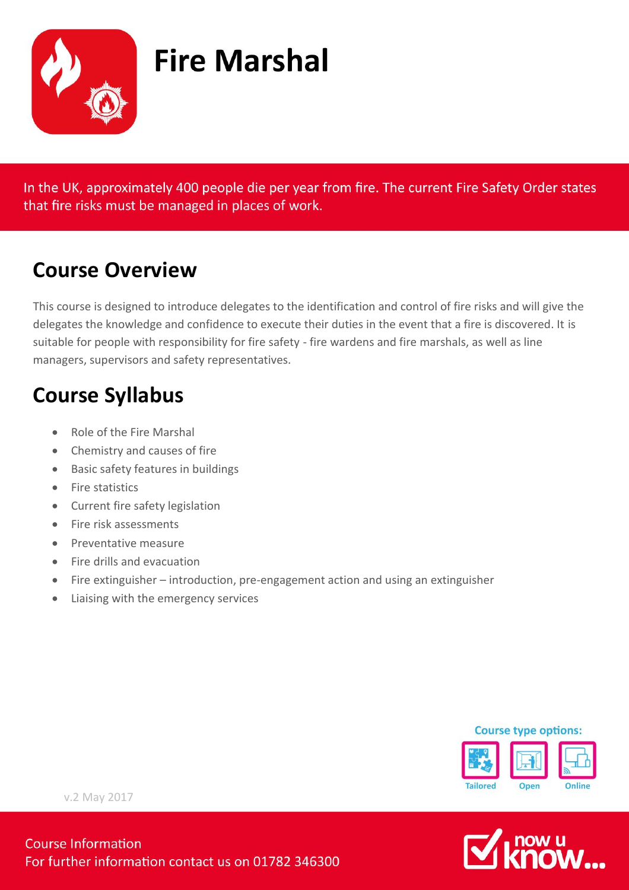# Fire Marshal

In the UK, approximately 400 people die per year from fire. The current Fire Safety Order states that fire risks must be managed in places of work.

## Course Overview

This course is designed to introduce delegates to the identification and control of fire risks and will give the delegates the knowledge and confidence to execute their duties in the event that a fire is discovered. It is suitable for people with responsibility for fire safety - fire wardens and fire marshals, as well as line managers, supervisors and safety representatives.

## Course Syllabus

- Role of the Fire Marshal
- Chemistry and causes of fire
- Basic safety features in buildings
- Fire statistics
- Current fire safety legislation
- Fire risk assessments
- Preventative measure
- Fire drills and evacuation
- Fire extinguisher – introduction, pre-engagement action and using an extinguisher
- Liaising with the emergency services

Course type options:

Tailored | Open | Online

v.2 May 2017

Course Information
For further information contact us on 01782 346300

now u know...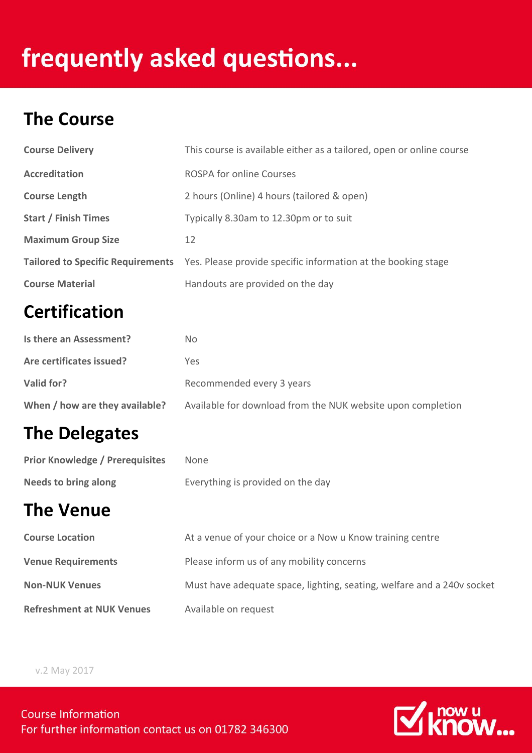# frequently asked questions...

## The Course

| | |
|---|---|
| **Course Delivery** | This course is available either as a tailored, open or online course |
| **Accreditation** | ROSPA for online Courses |
| **Course Length** | 2 hours (Online) 4 hours (tailored & open) |
| **Start / Finish Times** | Typically 8.30am to 12.30pm or to suit |
| **Maximum Group Size** | 12 |
| **Tailored to Specific Requirements** | Yes. Please provide specific information at the booking stage |
| **Course Material** | Handouts are provided on the day |

## Certification

| | |
|---|---|
| **Is there an Assessment?** | No |
| **Are certificates issued?** | Yes |
| **Valid for?** | Recommended every 3 years |
| **When / how are they available?** | Available for download from the NUK website upon completion |

## The Delegates

| | |
|---|---|
| **Prior Knowledge / Prerequisites** | None |
| **Needs to bring along** | Everything is provided on the day |

## The Venue

| | |
|---|---|
| **Course Location** | At a venue of your choice or a Now u Know training centre |
| **Venue Requirements** | Please inform us of any mobility concerns |
| **Non-NUK Venues** | Must have adequate space, lighting, seating, welfare and a 240v socket |
| **Refreshment at NUK Venues** | Available on request |

v.2 May 2017

Course Information
For further information contact us on 01782 346300